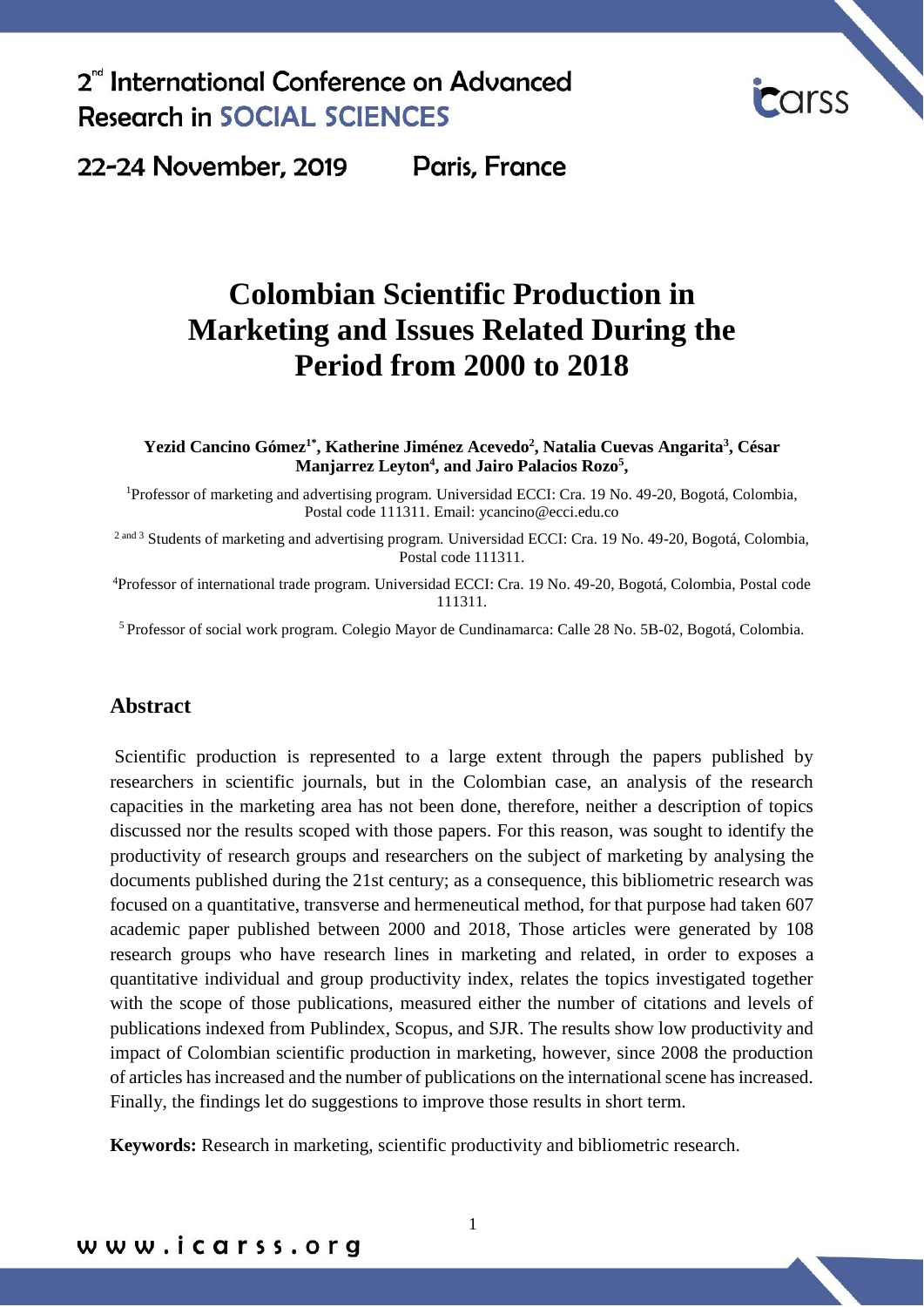# Colombian Scientific Production in Marketing and Issues Related During the Period from 2000 to 2018

**Yezid Cancino Gómez[1*], Katherine Jiménez Acevedo[2], Natalia Cuevas Angarita[3], César Manjarrez Leyton[4], and Jairo Palacios Rozo[5],**

[1]Professor of marketing and advertising program. Universidad ECCI: Cra. 19 No. 49-20, Bogotá, Colombia, Postal code 111311. Email: ycancino@ecci.edu.co

[2 and 3] Students of marketing and advertising program. Universidad ECCI: Cra. 19 No. 49-20, Bogotá, Colombia, Postal code 111311.

[4]Professor of international trade program. Universidad ECCI: Cra. 19 No. 49-20, Bogotá, Colombia, Postal code 111311.

[5] Professor of social work program. Colegio Mayor de Cundinamarca: Calle 28 No. 5B-02, Bogotá, Colombia.

## Abstract

Scientific production is represented to a large extent through the papers published by researchers in scientific journals, but in the Colombian case, an analysis of the research capacities in the marketing area has not been done, therefore, neither a description of topics discussed nor the results scoped with those papers. For this reason, was sought to identify the productivity of research groups and researchers on the subject of marketing by analysing the documents published during the 21st century; as a consequence, this bibliometric research was focused on a quantitative, transverse and hermeneutical method, for that purpose had taken 607 academic paper published between 2000 and 2018, Those articles were generated by 108 research groups who have research lines in marketing and related, in order to exposes a quantitative individual and group productivity index, relates the topics investigated together with the scope of those publications, measured either the number of citations and levels of publications indexed from Publindex, Scopus, and SJR. The results show low productivity and impact of Colombian scientific production in marketing, however, since 2008 the production of articles has increased and the number of publications on the international scene has increased. Finally, the findings let do suggestions to improve those results in short term.

**Keywords:** Research in marketing, scientific productivity and bibliometric research.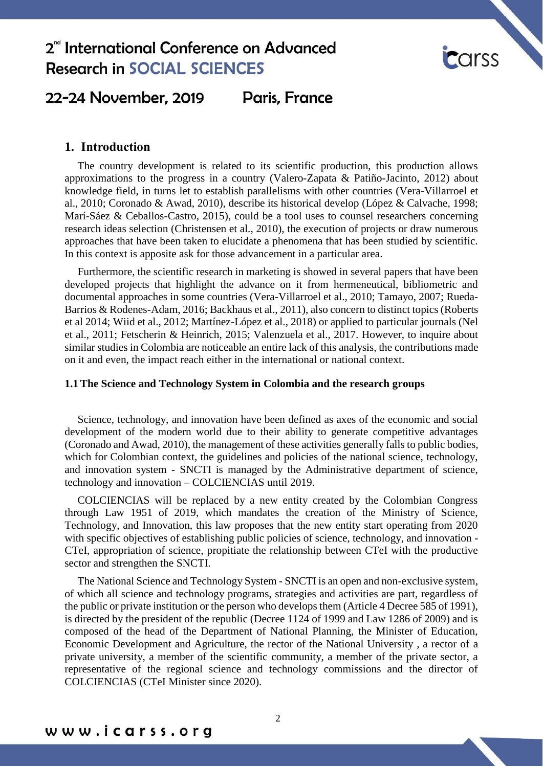## 1. Introduction

The country development is related to its scientific production, this production allows approximations to the progress in a country (Valero-Zapata & Patiño-Jacinto, 2012) about knowledge field, in turns let to establish parallelisms with other countries (Vera-Villarroel et al., 2010; Coronado & Awad, 2010), describe its historical develop (López & Calvache, 1998; Marí-Sáez & Ceballos-Castro, 2015), could be a tool uses to counsel researchers concerning research ideas selection (Christensen et al., 2010), the execution of projects or draw numerous approaches that have been taken to elucidate a phenomena that has been studied by scientific. In this context is apposite ask for those advancement in a particular area.

Furthermore, the scientific research in marketing is showed in several papers that have been developed projects that highlight the advance on it from hermeneutical, bibliometric and documental approaches in some countries (Vera-Villarroel et al., 2010; Tamayo, 2007; Rueda-Barrios & Rodenes-Adam, 2016; Backhaus et al., 2011), also concern to distinct topics (Roberts et al 2014; Wiid et al., 2012; Martínez-López et al., 2018) or applied to particular journals (Nel et al., 2011; Fetscherin & Heinrich, 2015; Valenzuela et al., 2017. However, to inquire about similar studies in Colombia are noticeable an entire lack of this analysis, the contributions made on it and even, the impact reach either in the international or national context.

### 1.1 The Science and Technology System in Colombia and the research groups

Science, technology, and innovation have been defined as axes of the economic and social development of the modern world due to their ability to generate competitive advantages (Coronado and Awad, 2010), the management of these activities generally falls to public bodies, which for Colombian context, the guidelines and policies of the national science, technology, and innovation system - SNCTI is managed by the Administrative department of science, technology and innovation – COLCIENCIAS until 2019.

COLCIENCIAS will be replaced by a new entity created by the Colombian Congress through Law 1951 of 2019, which mandates the creation of the Ministry of Science, Technology, and Innovation, this law proposes that the new entity start operating from 2020 with specific objectives of establishing public policies of science, technology, and innovation - CTeI, appropriation of science, propitiate the relationship between CTeI with the productive sector and strengthen the SNCTI.

The National Science and Technology System - SNCTI is an open and non-exclusive system, of which all science and technology programs, strategies and activities are part, regardless of the public or private institution or the person who develops them (Article 4 Decree 585 of 1991), is directed by the president of the republic (Decree 1124 of 1999 and Law 1286 of 2009) and is composed of the head of the Department of National Planning, the Minister of Education, Economic Development and Agriculture, the rector of the National University , a rector of a private university, a member of the scientific community, a member of the private sector, a representative of the regional science and technology commissions and the director of COLCIENCIAS (CTeI Minister since 2020).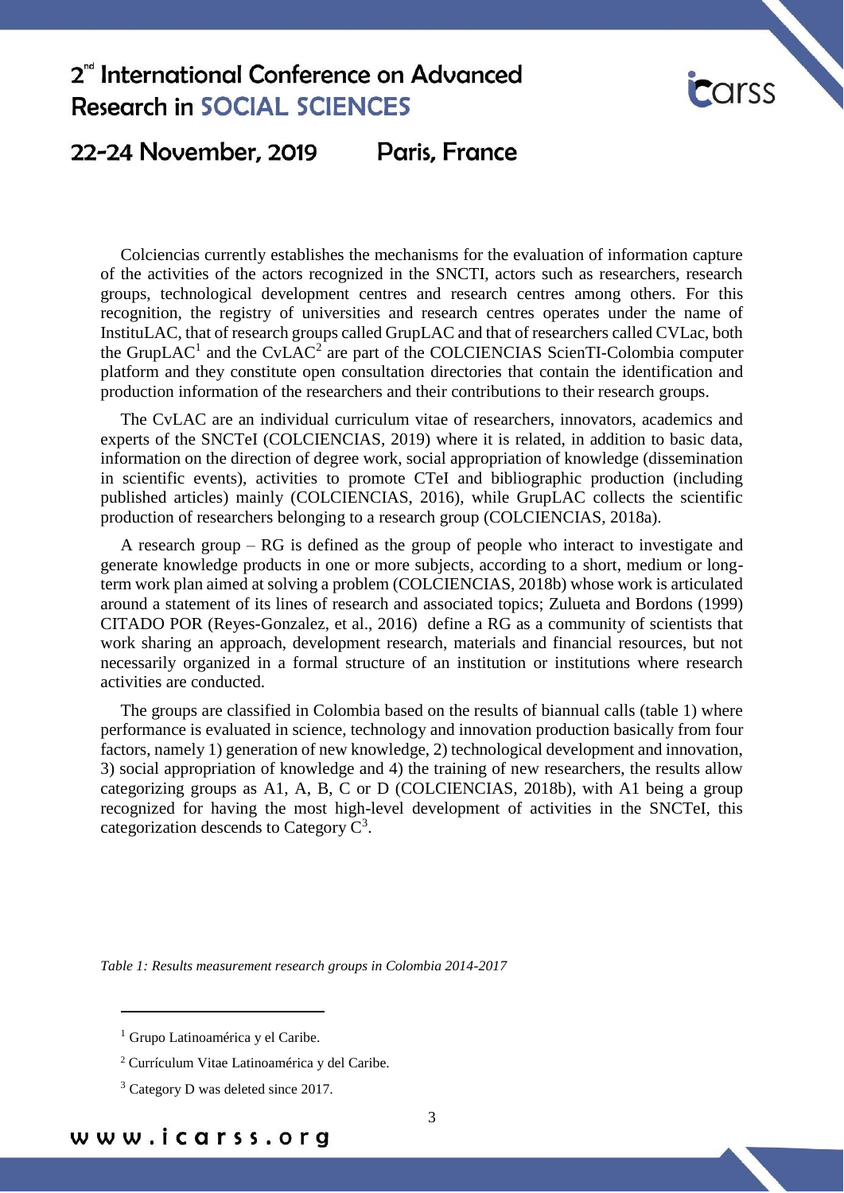Colciencias currently establishes the mechanisms for the evaluation of information capture of the activities of the actors recognized in the SNCTI, actors such as researchers, research groups, technological development centres and research centres among others. For this recognition, the registry of universities and research centres operates under the name of InstituLAC, that of research groups called GrupLAC and that of researchers called CVLac, both the GrupLAC[1] and the CvLAC[2] are part of the COLCIENCIAS ScienTI-Colombia computer platform and they constitute open consultation directories that contain the identification and production information of the researchers and their contributions to their research groups.

The CvLAC are an individual curriculum vitae of researchers, innovators, academics and experts of the SNCTeI (COLCIENCIAS, 2019) where it is related, in addition to basic data, information on the direction of degree work, social appropriation of knowledge (dissemination in scientific events), activities to promote CTeI and bibliographic production (including published articles) mainly (COLCIENCIAS, 2016), while GrupLAC collects the scientific production of researchers belonging to a research group (COLCIENCIAS, 2018a).

A research group – RG is defined as the group of people who interact to investigate and generate knowledge products in one or more subjects, according to a short, medium or long-term work plan aimed at solving a problem (COLCIENCIAS, 2018b) whose work is articulated around a statement of its lines of research and associated topics; Zulueta and Bordons (1999) CITADO POR (Reyes-Gonzalez, et al., 2016) define a RG as a community of scientists that work sharing an approach, development research, materials and financial resources, but not necessarily organized in a formal structure of an institution or institutions where research activities are conducted.

The groups are classified in Colombia based on the results of biannual calls (table 1) where performance is evaluated in science, technology and innovation production basically from four factors, namely 1) generation of new knowledge, 2) technological development and innovation, 3) social appropriation of knowledge and 4) the training of new researchers, the results allow categorizing groups as A1, A, B, C or D (COLCIENCIAS, 2018b), with A1 being a group recognized for having the most high-level development of activities in the SNCTeI, this categorization descends to Category C[3].

*Table 1: Results measurement research groups in Colombia 2014-2017*

---

[1] Grupo Latinoamérica y el Caribe.

[2] Currículum Vitae Latinoamérica y del Caribe.

[3] Category D was deleted since 2017.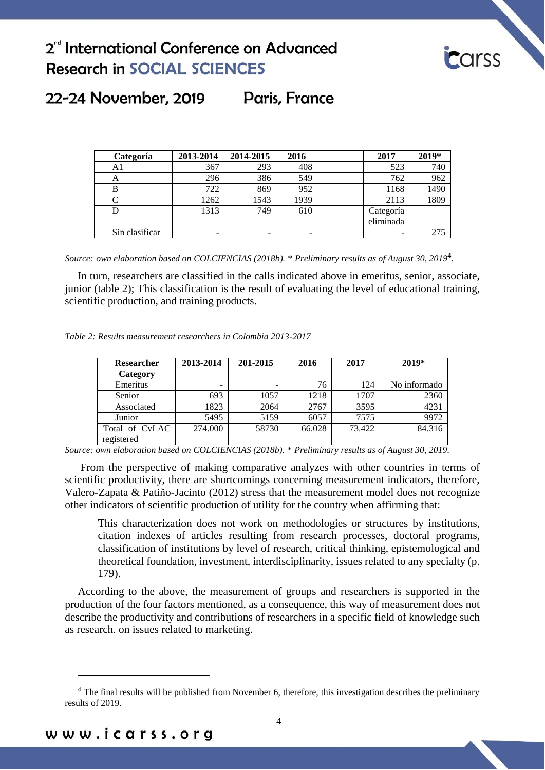| Categoría | 2013-2014 | 2014-2015 | 2016 | | 2017 | 2019* |
|---|---|---|---|---|---|---|
| A1 | 367 | 293 | 408 | | 523 | 740 |
| A | 296 | 386 | 549 | | 762 | 962 |
| B | 722 | 869 | 952 | | 1168 | 1490 |
| C | 1262 | 1543 | 1939 | | 2113 | 1809 |
| D | 1313 | 749 | 610 | | Categoría eliminada | |
| Sin clasificar | - | - | - | | - | 275 |

*Source: own elaboration based on COLCIENCIAS (2018b). * Preliminary results as of August 30, 2019*[4].

In turn, researchers are classified in the calls indicated above in emeritus, senior, associate, junior (table 2); This classification is the result of evaluating the level of educational training, scientific production, and training products.

*Table 2: Results measurement researchers in Colombia 2013-2017*

| Researcher Category | 2013-2014 | 201-2015 | 2016 | 2017 | 2019* |
|---|---|---|---|---|---|
| Emeritus | - | - | 76 | 124 | No informado |
| Senior | 693 | 1057 | 1218 | 1707 | 2360 |
| Associated | 1823 | 2064 | 2767 | 3595 | 4231 |
| Junior | 5495 | 5159 | 6057 | 7575 | 9972 |
| Total of CvLAC registered | 274.000 | 58730 | 66.028 | 73.422 | 84.316 |

*Source: own elaboration based on COLCIENCIAS (2018b). * Preliminary results as of August 30, 2019.*

From the perspective of making comparative analyzes with other countries in terms of scientific productivity, there are shortcomings concerning measurement indicators, therefore, Valero-Zapata & Patiño-Jacinto (2012) stress that the measurement model does not recognize other indicators of scientific production of utility for the country when affirming that:

> This characterization does not work on methodologies or structures by institutions, citation indexes of articles resulting from research processes, doctoral programs, classification of institutions by level of research, critical thinking, epistemological and theoretical foundation, investment, interdisciplinarity, issues related to any specialty (p. 179).

According to the above, the measurement of groups and researchers is supported in the production of the four factors mentioned, as a consequence, this way of measurement does not describe the productivity and contributions of researchers in a specific field of knowledge such as research. on issues related to marketing.

---

[4] The final results will be published from November 6, therefore, this investigation describes the preliminary results of 2019.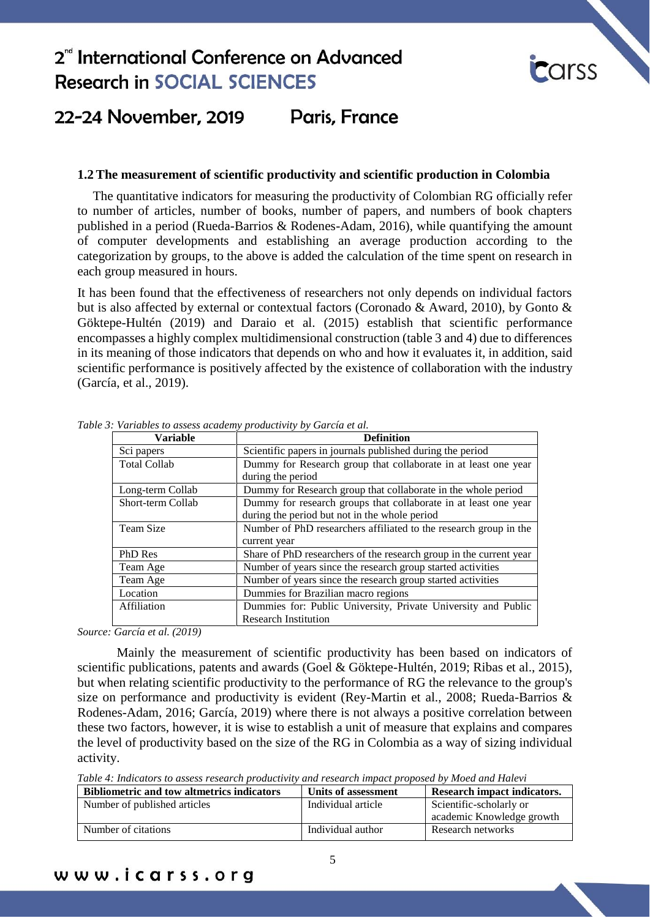### 1.2 The measurement of scientific productivity and scientific production in Colombia

The quantitative indicators for measuring the productivity of Colombian RG officially refer to number of articles, number of books, number of papers, and numbers of book chapters published in a period (Rueda-Barrios & Rodenes-Adam, 2016), while quantifying the amount of computer developments and establishing an average production according to the categorization by groups, to the above is added the calculation of the time spent on research in each group measured in hours.

It has been found that the effectiveness of researchers not only depends on individual factors but is also affected by external or contextual factors (Coronado & Award, 2010), by Gonto & Göktepe-Hultén (2019) and Daraio et al. (2015) establish that scientific performance encompasses a highly complex multidimensional construction (table 3 and 4) due to differences in its meaning of those indicators that depends on who and how it evaluates it, in addition, said scientific performance is positively affected by the existence of collaboration with the industry (García, et al., 2019).

*Table 3: Variables to assess academy productivity by García et al.*

| Variable | Definition |
|---|---|
| Sci papers | Scientific papers in journals published during the period |
| Total Collab | Dummy for Research group that collaborate in at least one year during the period |
| Long-term Collab | Dummy for Research group that collaborate in the whole period |
| Short-term Collab | Dummy for research groups that collaborate in at least one year during the period but not in the whole period |
| Team Size | Number of PhD researchers affiliated to the research group in the current year |
| PhD Res | Share of PhD researchers of the research group in the current year |
| Team Age | Number of years since the research group started activities |
| Team Age | Number of years since the research group started activities |
| Location | Dummies for Brazilian macro regions |
| Affiliation | Dummies for: Public University, Private University and Public Research Institution |

*Source: García et al. (2019)*

Mainly the measurement of scientific productivity has been based on indicators of scientific publications, patents and awards (Goel & Göktepe-Hultén, 2019; Ribas et al., 2015), but when relating scientific productivity to the performance of RG the relevance to the group's size on performance and productivity is evident (Rey-Martin et al., 2008; Rueda-Barrios & Rodenes-Adam, 2016; García, 2019) where there is not always a positive correlation between these two factors, however, it is wise to establish a unit of measure that explains and compares the level of productivity based on the size of the RG in Colombia as a way of sizing individual activity.

*Table 4: Indicators to assess research productivity and research impact proposed by Moed and Halevi*

| Bibliometric and tow altmetrics indicators | Units of assessment | Research impact indicators. |
|---|---|---|
| Number of published articles | Individual article | Scientific-scholarly or academic Knowledge growth |
| Number of citations | Individual author | Research networks |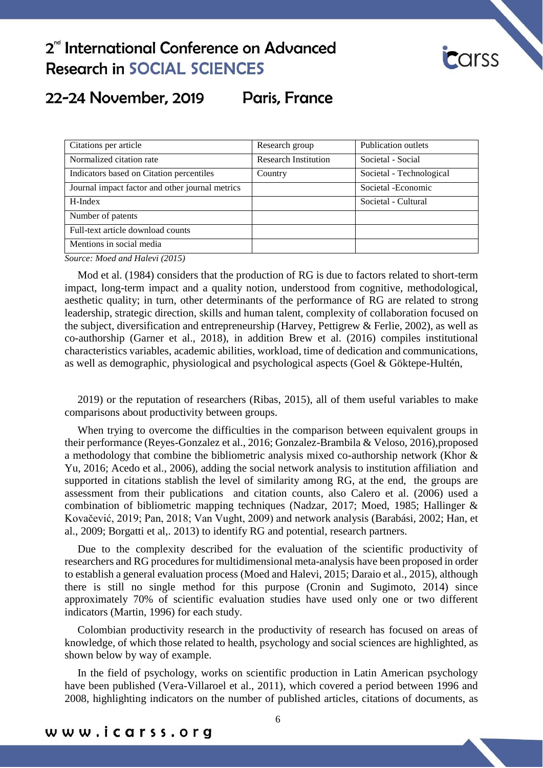| Citations per article | Research group | Publication outlets |
|---|---|---|
| Normalized citation rate | Research Institution | Societal - Social |
| Indicators based on Citation percentiles | Country | Societal - Technological |
| Journal impact factor and other journal metrics | | Societal -Economic |
| H-Index | | Societal - Cultural |
| Number of patents | | |
| Full-text article download counts | | |
| Mentions in social media | | |

*Source: Moed and Halevi (2015)*

Mod et al. (1984) considers that the production of RG is due to factors related to short-term impact, long-term impact and a quality notion, understood from cognitive, methodological, aesthetic quality; in turn, other determinants of the performance of RG are related to strong leadership, strategic direction, skills and human talent, complexity of collaboration focused on the subject, diversification and entrepreneurship (Harvey, Pettigrew & Ferlie, 2002), as well as co-authorship (Garner et al., 2018), in addition Brew et al. (2016) compiles institutional characteristics variables, academic abilities, workload, time of dedication and communications, as well as demographic, physiological and psychological aspects (Goel & Göktepe-Hultén, 2019) or the reputation of researchers (Ribas, 2015), all of them useful variables to make comparisons about productivity between groups.

When trying to overcome the difficulties in the comparison between equivalent groups in their performance (Reyes-Gonzalez et al., 2016; Gonzalez-Brambila & Veloso, 2016),proposed a methodology that combine the bibliometric analysis mixed co-authorship network (Khor & Yu, 2016; Acedo et al., 2006), adding the social network analysis to institution affiliation and supported in citations stablish the level of similarity among RG, at the end, the groups are assessment from their publications and citation counts, also Calero et al. (2006) used a combination of bibliometric mapping techniques (Nadzar, 2017; Moed, 1985; Hallinger & Kovačević, 2019; Pan, 2018; Van Vught, 2009) and network analysis (Barabási, 2002; Han, et al., 2009; Borgatti et al,. 2013) to identify RG and potential, research partners.

Due to the complexity described for the evaluation of the scientific productivity of researchers and RG procedures for multidimensional meta-analysis have been proposed in order to establish a general evaluation process (Moed and Halevi, 2015; Daraio et al., 2015), although there is still no single method for this purpose (Cronin and Sugimoto, 2014) since approximately 70% of scientific evaluation studies have used only one or two different indicators (Martin, 1996) for each study.

Colombian productivity research in the productivity of research has focused on areas of knowledge, of which those related to health, psychology and social sciences are highlighted, as shown below by way of example.

In the field of psychology, works on scientific production in Latin American psychology have been published (Vera-Villaroel et al., 2011), which covered a period between 1996 and 2008, highlighting indicators on the number of published articles, citations of documents, as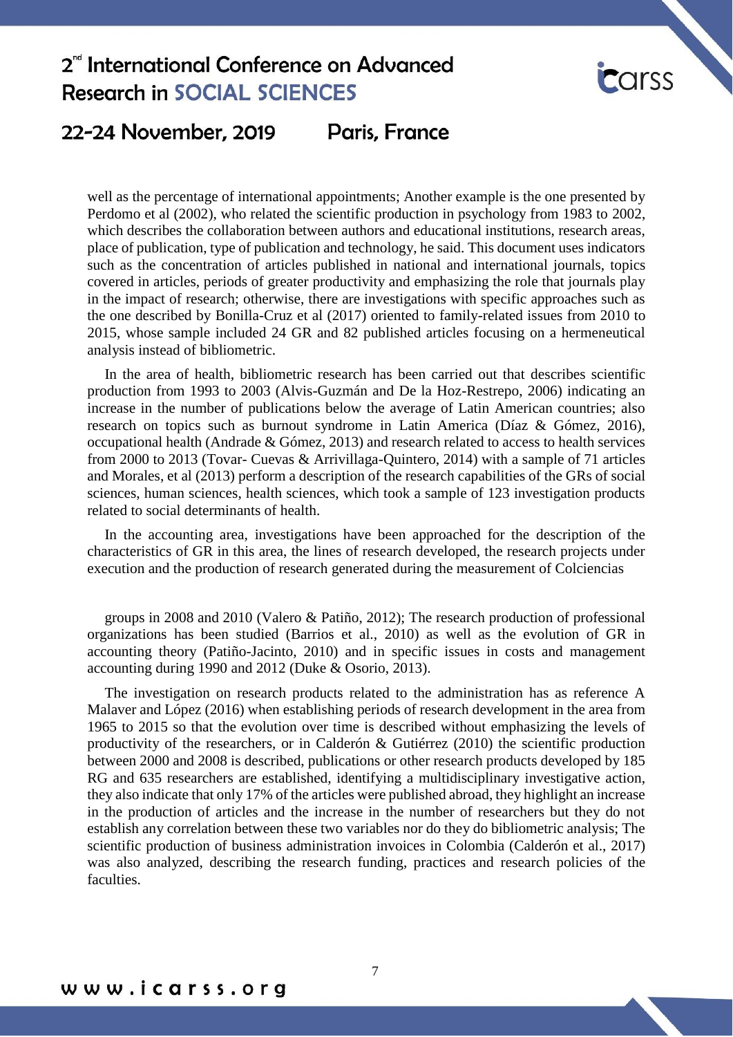well as the percentage of international appointments; Another example is the one presented by Perdomo et al (2002), who related the scientific production in psychology from 1983 to 2002, which describes the collaboration between authors and educational institutions, research areas, place of publication, type of publication and technology, he said. This document uses indicators such as the concentration of articles published in national and international journals, topics covered in articles, periods of greater productivity and emphasizing the role that journals play in the impact of research; otherwise, there are investigations with specific approaches such as the one described by Bonilla-Cruz et al (2017) oriented to family-related issues from 2010 to 2015, whose sample included 24 GR and 82 published articles focusing on a hermeneutical analysis instead of bibliometric.

In the area of health, bibliometric research has been carried out that describes scientific production from 1993 to 2003 (Alvis-Guzmán and De la Hoz-Restrepo, 2006) indicating an increase in the number of publications below the average of Latin American countries; also research on topics such as burnout syndrome in Latin America (Díaz & Gómez, 2016), occupational health (Andrade & Gómez, 2013) and research related to access to health services from 2000 to 2013 (Tovar- Cuevas & Arrivillaga-Quintero, 2014) with a sample of 71 articles and Morales, et al (2013) perform a description of the research capabilities of the GRs of social sciences, human sciences, health sciences, which took a sample of 123 investigation products related to social determinants of health.

In the accounting area, investigations have been approached for the description of the characteristics of GR in this area, the lines of research developed, the research projects under execution and the production of research generated during the measurement of Colciencias groups in 2008 and 2010 (Valero & Patiño, 2012); The research production of professional organizations has been studied (Barrios et al., 2010) as well as the evolution of GR in accounting theory (Patiño-Jacinto, 2010) and in specific issues in costs and management accounting during 1990 and 2012 (Duke & Osorio, 2013).

The investigation on research products related to the administration has as reference A Malaver and López (2016) when establishing periods of research development in the area from 1965 to 2015 so that the evolution over time is described without emphasizing the levels of productivity of the researchers, or in Calderón & Gutiérrez (2010) the scientific production between 2000 and 2008 is described, publications or other research products developed by 185 RG and 635 researchers are established, identifying a multidisciplinary investigative action, they also indicate that only 17% of the articles were published abroad, they highlight an increase in the production of articles and the increase in the number of researchers but they do not establish any correlation between these two variables nor do they do bibliometric analysis; The scientific production of business administration invoices in Colombia (Calderón et al., 2017) was also analyzed, describing the research funding, practices and research policies of the faculties.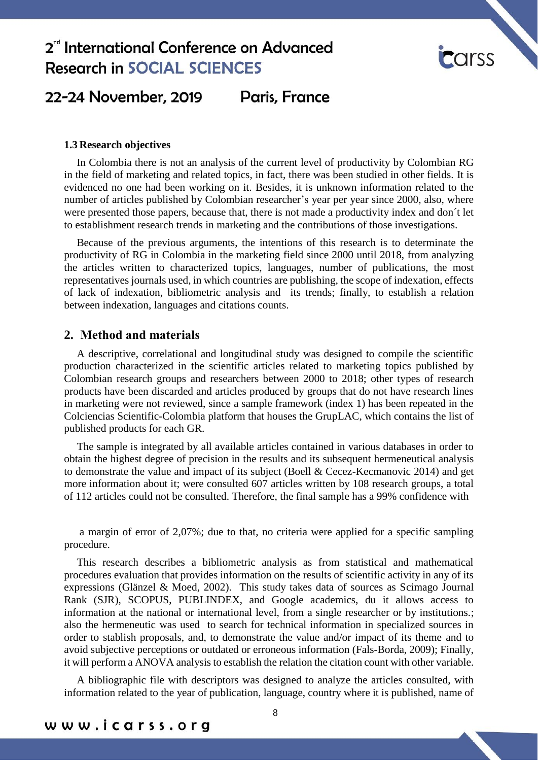### 1.3 Research objectives

In Colombia there is not an analysis of the current level of productivity by Colombian RG in the field of marketing and related topics, in fact, there was been studied in other fields. It is evidenced no one had been working on it. Besides, it is unknown information related to the number of articles published by Colombian researcher's year per year since 2000, also, where were presented those papers, because that, there is not made a productivity index and don´t let to establishment research trends in marketing and the contributions of those investigations.

Because of the previous arguments, the intentions of this research is to determinate the productivity of RG in Colombia in the marketing field since 2000 until 2018, from analyzing the articles written to characterized topics, languages, number of publications, the most representatives journals used, in which countries are publishing, the scope of indexation, effects of lack of indexation, bibliometric analysis and its trends; finally, to establish a relation between indexation, languages and citations counts.

## 2. Method and materials

A descriptive, correlational and longitudinal study was designed to compile the scientific production characterized in the scientific articles related to marketing topics published by Colombian research groups and researchers between 2000 to 2018; other types of research products have been discarded and articles produced by groups that do not have research lines in marketing were not reviewed, since a sample framework (index 1) has been repeated in the Colciencias Scientific-Colombia platform that houses the GrupLAC, which contains the list of published products for each GR.

The sample is integrated by all available articles contained in various databases in order to obtain the highest degree of precision in the results and its subsequent hermeneutical analysis to demonstrate the value and impact of its subject (Boell & Cecez-Kecmanovic 2014) and get more information about it; were consulted 607 articles written by 108 research groups, a total of 112 articles could not be consulted. Therefore, the final sample has a 99% confidence with a margin of error of 2,07%; due to that, no criteria were applied for a specific sampling procedure.

This research describes a bibliometric analysis as from statistical and mathematical procedures evaluation that provides information on the results of scientific activity in any of its expressions (Glänzel & Moed, 2002). This study takes data of sources as Scimago Journal Rank (SJR), SCOPUS, PUBLINDEX, and Google academics, du it allows access to information at the national or international level, from a single researcher or by institutions.; also the hermeneutic was used to search for technical information in specialized sources in order to stablish proposals, and, to demonstrate the value and/or impact of its theme and to avoid subjective perceptions or outdated or erroneous information (Fals-Borda, 2009); Finally, it will perform a ANOVA analysis to establish the relation the citation count with other variable.

A bibliographic file with descriptors was designed to analyze the articles consulted, with information related to the year of publication, language, country where it is published, name of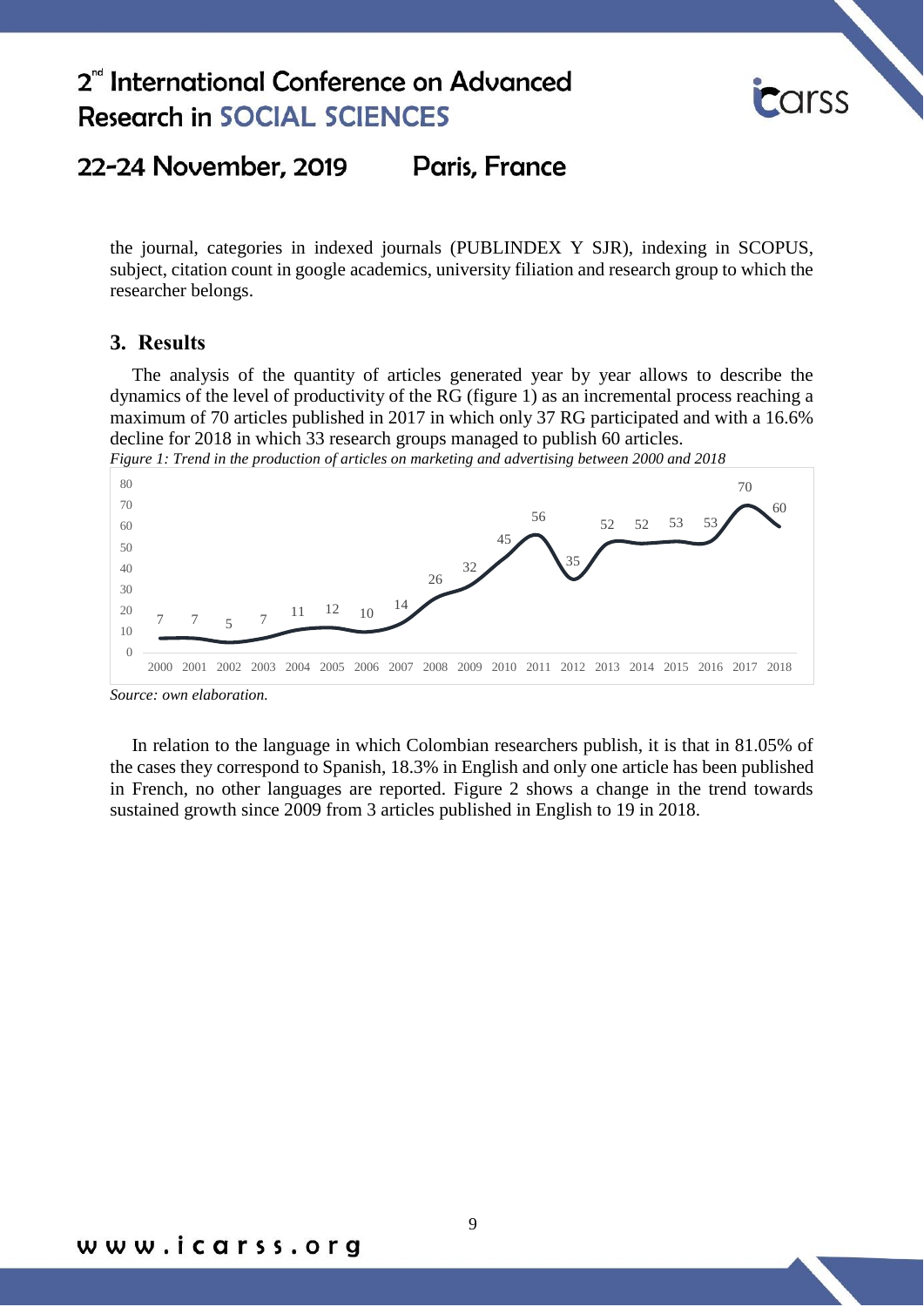the journal, categories in indexed journals (PUBLINDEX Y SJR), indexing in SCOPUS, subject, citation count in google academics, university filiation and research group to which the researcher belongs.

## 3. Results

The analysis of the quantity of articles generated year by year allows to describe the dynamics of the level of productivity of the RG (figure 1) as an incremental process reaching a maximum of 70 articles published in 2017 in which only 37 RG participated and with a 16.6% decline for 2018 in which 33 research groups managed to publish 60 articles.

*Figure 1: Trend in the production of articles on marketing and advertising between 2000 and 2018*

| Year | 2000 | 2001 | 2002 | 2003 | 2004 | 2005 | 2006 | 2007 | 2008 | 2009 | 2010 | 2011 | 2012 | 2013 | 2014 | 2015 | 2016 | 2017 | 2018 |
|---|---|---|---|---|---|---|---|---|---|---|---|---|---|---|---|---|---|---|---|
| Articles | 7 | 7 | 5 | 7 | 11 | 12 | 10 | 14 | 26 | 32 | 45 | 56 | 35 | 52 | 52 | 53 | 53 | 70 | 60 |

*Source: own elaboration.*

In relation to the language in which Colombian researchers publish, it is that in 81.05% of the cases they correspond to Spanish, 18.3% in English and only one article has been published in French, no other languages are reported. Figure 2 shows a change in the trend towards sustained growth since 2009 from 3 articles published in English to 19 in 2018.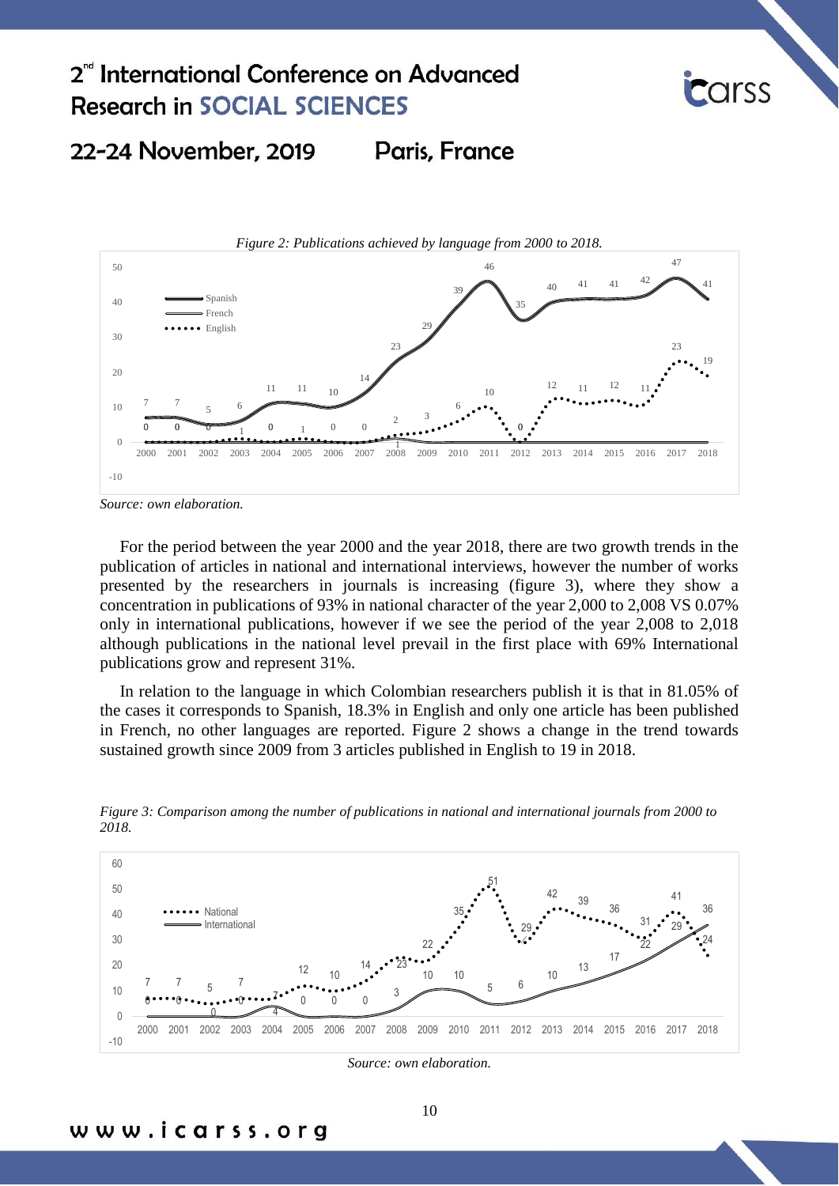*Figure 2: Publications achieved by language from 2000 to 2018.*

*Source: own elaboration.*

For the period between the year 2000 and the year 2018, there are two growth trends in the publication of articles in national and international interviews, however the number of works presented by the researchers in journals is increasing (figure 3), where they show a concentration in publications of 93% in national character of the year 2,000 to 2,008 VS 0.07% only in international publications, however if we see the period of the year 2,008 to 2,018 although publications in the national level prevail in the first place with 69% International publications grow and represent 31%.

In relation to the language in which Colombian researchers publish it is that in 81.05% of the cases it corresponds to Spanish, 18.3% in English and only one article has been published in French, no other languages are reported. Figure 2 shows a change in the trend towards sustained growth since 2009 from 3 articles published in English to 19 in 2018.

*Figure 3: Comparison among the number of publications in national and international journals from 2000 to 2018.*

*Source: own elaboration.*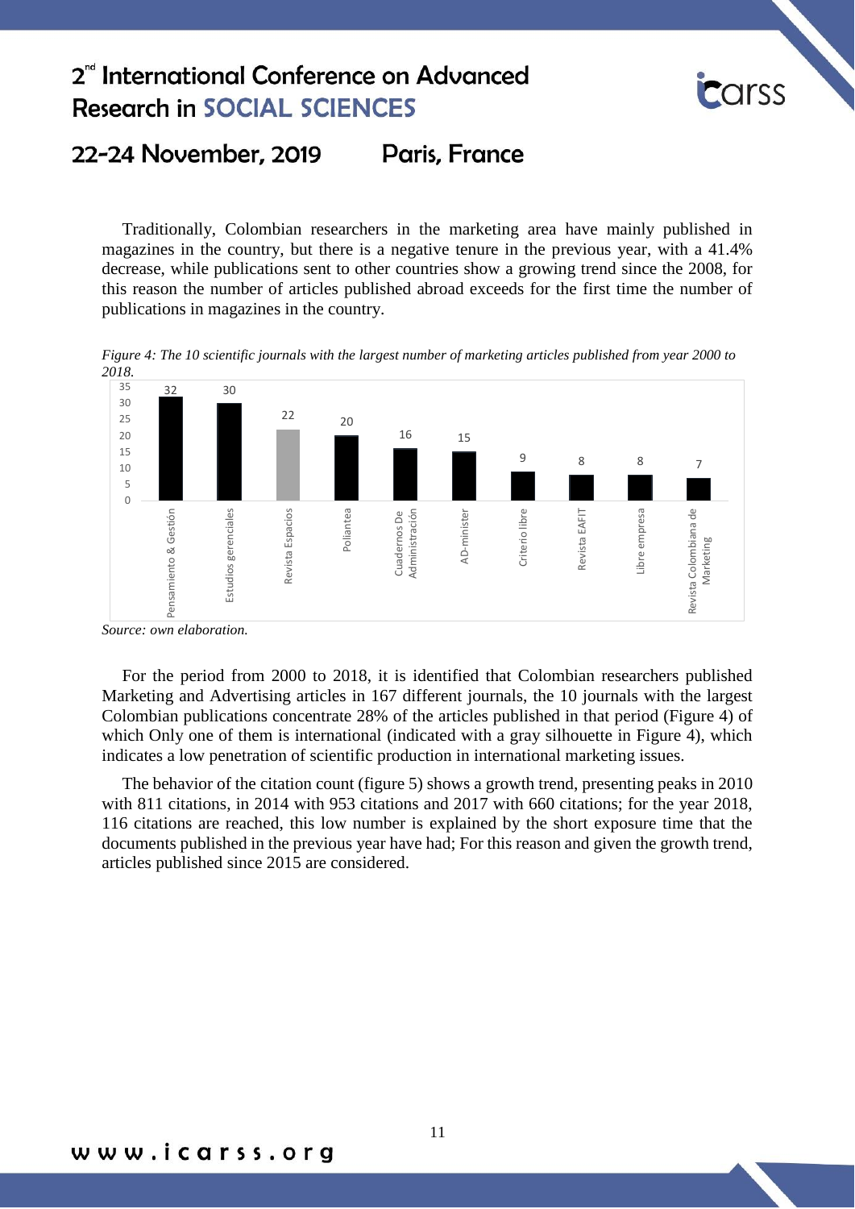Traditionally, Colombian researchers in the marketing area have mainly published in magazines in the country, but there is a negative tenure in the previous year, with a 41.4% decrease, while publications sent to other countries show a growing trend since the 2008, for this reason the number of articles published abroad exceeds for the first time the number of publications in magazines in the country.

*Figure 4: The 10 scientific journals with the largest number of marketing articles published from year 2000 to 2018.*

| Journal | Articles |
|---|---|
| Pensamiento & Gestión | 32 |
| Estudios gerenciales | 30 |
| Revista Espacios | 22 |
| Poliantea | 20 |
| Cuadernos De Administración | 16 |
| AD-minister | 15 |
| Criterio libre | 9 |
| Revista EAFIT | 8 |
| Libre empresa | 8 |
| Revista Colombiana de Marketing | 7 |

*Source: own elaboration.*

For the period from 2000 to 2018, it is identified that Colombian researchers published Marketing and Advertising articles in 167 different journals, the 10 journals with the largest Colombian publications concentrate 28% of the articles published in that period (Figure 4) of which Only one of them is international (indicated with a gray silhouette in Figure 4), which indicates a low penetration of scientific production in international marketing issues.

The behavior of the citation count (figure 5) shows a growth trend, presenting peaks in 2010 with 811 citations, in 2014 with 953 citations and 2017 with 660 citations; for the year 2018, 116 citations are reached, this low number is explained by the short exposure time that the documents published in the previous year have had; For this reason and given the growth trend, articles published since 2015 are considered.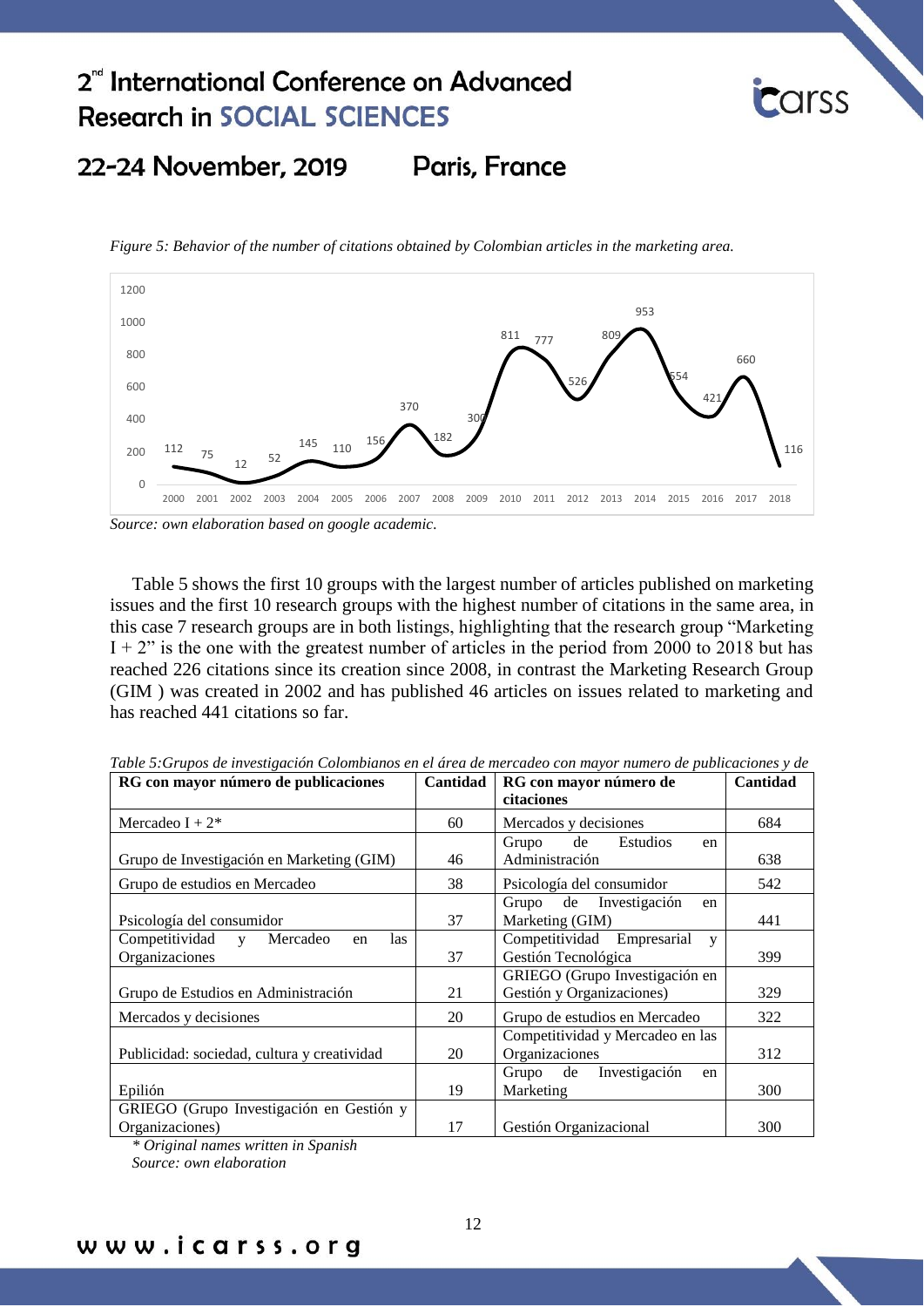*Figure 5: Behavior of the number of citations obtained by Colombian articles in the marketing area.*

| Year | Citations |
|---|---|
| 2000 | 112 |
| 2001 | 75 |
| 2002 | 12 |
| 2003 | 52 |
| 2004 | 145 |
| 2005 | 110 |
| 2006 | 156 |
| 2007 | 370 |
| 2008 | 182 |
| 2009 | 300 |
| 2010 | 811 |
| 2011 | 777 |
| 2012 | 526 |
| 2013 | 809 |
| 2014 | 953 |
| 2015 | 554 |
| 2016 | 421 |
| 2017 | 660 |
| 2018 | 116 |

*Source: own elaboration based on google academic.*

Table 5 shows the first 10 groups with the largest number of articles published on marketing issues and the first 10 research groups with the highest number of citations in the same area, in this case 7 research groups are in both listings, highlighting that the research group "Marketing I + 2" is the one with the greatest number of articles in the period from 2000 to 2018 but has reached 226 citations since its creation since 2008, in contrast the Marketing Research Group (GIM ) was created in 2002 and has published 46 articles on issues related to marketing and has reached 441 citations so far.

*Table 5:Grupos de investigación Colombianos en el área de mercadeo con mayor numero de publicaciones y de*

| RG con mayor número de publicaciones | Cantidad | RG con mayor número de citaciones | Cantidad |
|---|---|---|---|
| Mercadeo I + 2* | 60 | Mercados y decisiones | 684 |
| Grupo de Investigación en Marketing (GIM) | 46 | Grupo de Estudios en Administración | 638 |
| Grupo de estudios en Mercadeo | 38 | Psicología del consumidor | 542 |
| Psicología del consumidor | 37 | Grupo de Investigación en Marketing (GIM) | 441 |
| Competitividad y Mercadeo en las Organizaciones | 37 | Competitividad Empresarial y Gestión Tecnológica | 399 |
| Grupo de Estudios en Administración | 21 | GRIEGO (Grupo Investigación en Gestión y Organizaciones) | 329 |
| Mercados y decisiones | 20 | Grupo de estudios en Mercadeo | 322 |
| Publicidad: sociedad, cultura y creatividad | 20 | Competitividad y Mercadeo en las Organizaciones | 312 |
| Epilión | 19 | Grupo de Investigación en Marketing | 300 |
| GRIEGO (Grupo Investigación en Gestión y Organizaciones) | 17 | Gestión Organizacional | 300 |

*\* Original names written in Spanish*

*Source: own elaboration*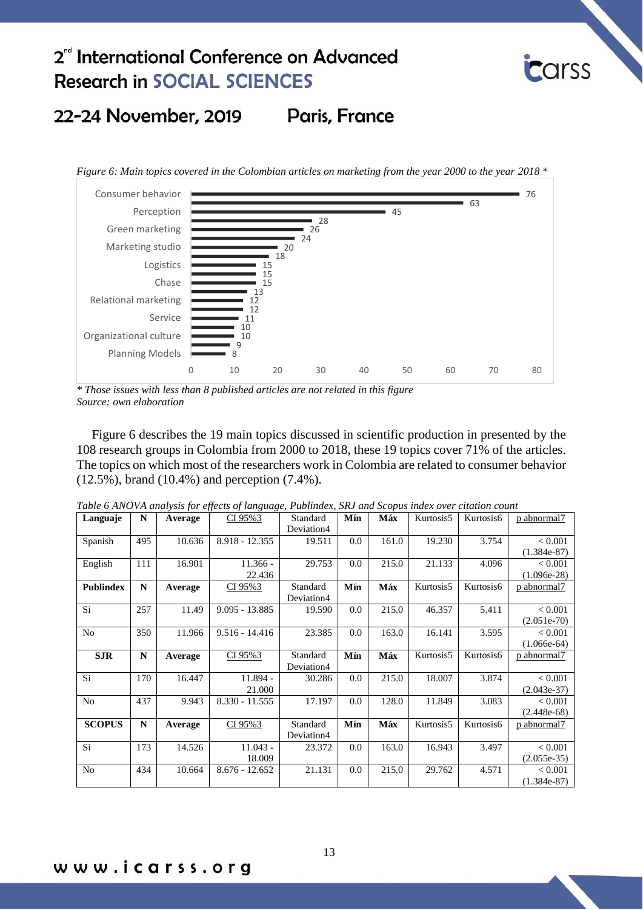*Figure 6: Main topics covered in the Colombian articles on marketing from the year 2000 to the year 2018 \**

| Topic | Articles |
|---|---|
| Consumer behavior | 76 |
| | 63 |
| Perception | 45 |
| | 28 |
| Green marketing | 26 |
| | 24 |
| Marketing studio | 20 |
| | 18 |
| Logistics | 15 |
| | 15 |
| Chase | 15 |
| | 13 |
| Relational marketing | 12 |
| | 12 |
| Service | 11 |
| | 10 |
| Organizational culture | 10 |
| | 9 |
| Planning Models | 8 |

*\* Those issues with less than 8 published articles are not related in this figure*
*Source: own elaboration*

Figure 6 describes the 19 main topics discussed in scientific production in presented by the 108 research groups in Colombia from 2000 to 2018, these 19 topics cover 71% of the articles. The topics on which most of the researchers work in Colombia are related to consumer behavior (12.5%), brand (10.4%) and perception (7.4%).

*Table 6 ANOVA analysis for effects of language, Publindex, SRJ and Scopus index over citation count*

| **Languaje** | **N** | **Average** | CI 95%3 | Standard Deviation4 | **Mín** | **Máx** | Kurtosis5 | Kurtosis6 | p abnormal7 |
|---|---|---|---|---|---|---|---|---|---|
| Spanish | 495 | 10.636 | 8.918 - 12.355 | 19.511 | 0.0 | 161.0 | 19.230 | 3.754 | < 0.001 (1.384e-87) |
| English | 111 | 16.901 | 11.366 - 22.436 | 29.753 | 0.0 | 215.0 | 21.133 | 4.096 | < 0.001 (1.096e-28) |
| **Publindex** | **N** | **Average** | CI 95%3 | Standard Deviation4 | **Mín** | **Máx** | Kurtosis5 | Kurtosis6 | p abnormal7 |
| Si | 257 | 11.49 | 9.095 - 13.885 | 19.590 | 0.0 | 215.0 | 46.357 | 5.411 | < 0.001 (2.051e-70) |
| No | 350 | 11.966 | 9.516 - 14.416 | 23.385 | 0.0 | 163.0 | 16.141 | 3.595 | < 0.001 (1.066e-64) |
| **SJR** | **N** | **Average** | CI 95%3 | Standard Deviation4 | **Mín** | **Máx** | Kurtosis5 | Kurtosis6 | p abnormal7 |
| Si | 170 | 16.447 | 11.894 - 21.000 | 30.286 | 0.0 | 215.0 | 18.007 | 3.874 | < 0.001 (2.043e-37) |
| No | 437 | 9.943 | 8.330 - 11.555 | 17.197 | 0.0 | 128.0 | 11.849 | 3.083 | < 0.001 (2.448e-68) |
| **SCOPUS** | **N** | **Average** | CI 95%3 | Standard Deviation4 | **Mín** | **Máx** | Kurtosis5 | Kurtosis6 | p abnormal7 |
| Si | 173 | 14.526 | 11.043 - 18.009 | 23.372 | 0.0 | 163.0 | 16.943 | 3.497 | < 0.001 (2.055e-35) |
| No | 434 | 10.664 | 8.676 - 12.652 | 21.131 | 0.0 | 215.0 | 29.762 | 4.571 | < 0.001 (1.384e-87) |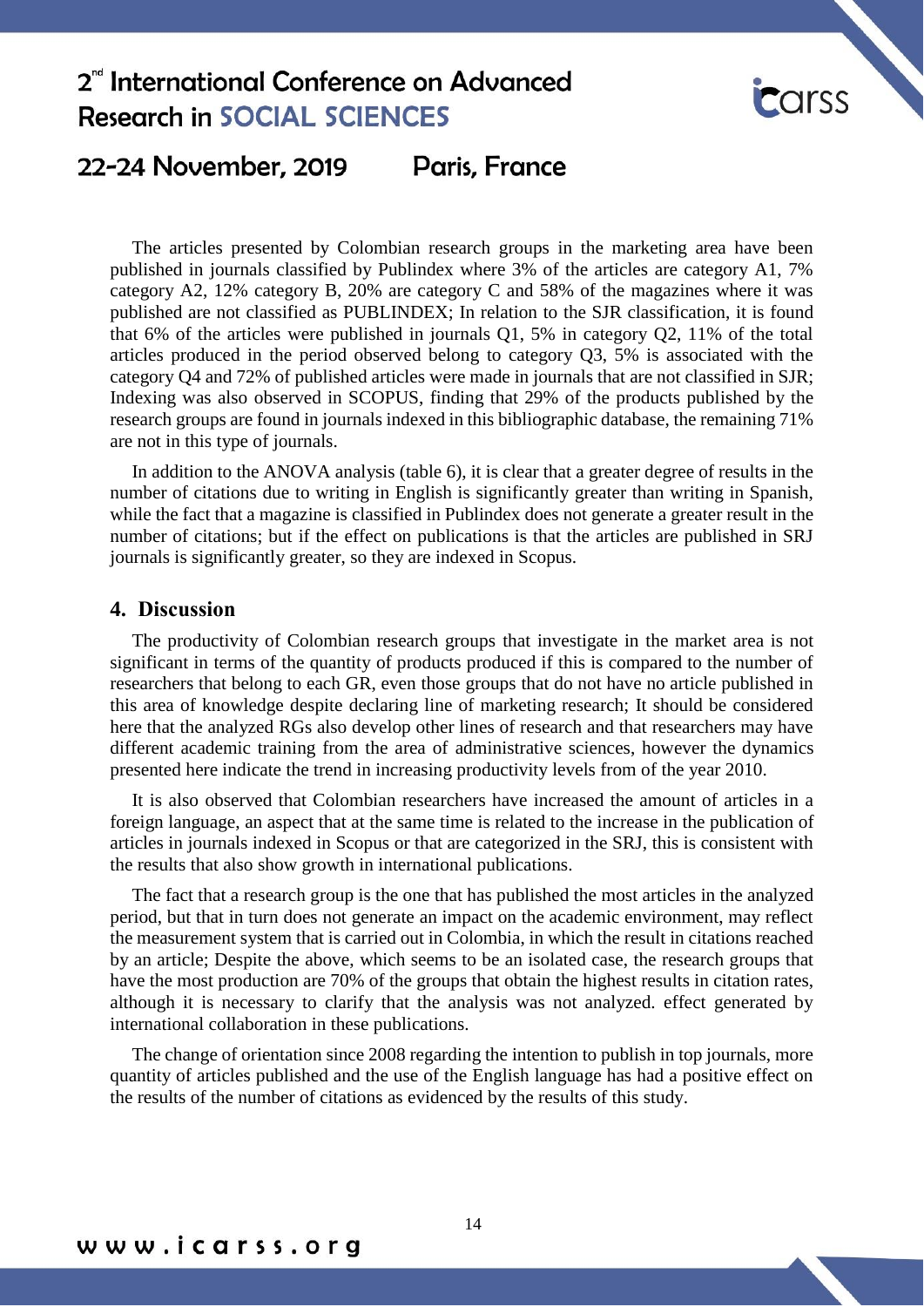The articles presented by Colombian research groups in the marketing area have been published in journals classified by Publindex where 3% of the articles are category A1, 7% category A2, 12% category B, 20% are category C and 58% of the magazines where it was published are not classified as PUBLINDEX; In relation to the SJR classification, it is found that 6% of the articles were published in journals Q1, 5% in category Q2, 11% of the total articles produced in the period observed belong to category Q3, 5% is associated with the category Q4 and 72% of published articles were made in journals that are not classified in SJR; Indexing was also observed in SCOPUS, finding that 29% of the products published by the research groups are found in journals indexed in this bibliographic database, the remaining 71% are not in this type of journals.

In addition to the ANOVA analysis (table 6), it is clear that a greater degree of results in the number of citations due to writing in English is significantly greater than writing in Spanish, while the fact that a magazine is classified in Publindex does not generate a greater result in the number of citations; but if the effect on publications is that the articles are published in SRJ journals is significantly greater, so they are indexed in Scopus.

## 4. Discussion

The productivity of Colombian research groups that investigate in the market area is not significant in terms of the quantity of products produced if this is compared to the number of researchers that belong to each GR, even those groups that do not have no article published in this area of knowledge despite declaring line of marketing research; It should be considered here that the analyzed RGs also develop other lines of research and that researchers may have different academic training from the area of administrative sciences, however the dynamics presented here indicate the trend in increasing productivity levels from of the year 2010.

It is also observed that Colombian researchers have increased the amount of articles in a foreign language, an aspect that at the same time is related to the increase in the publication of articles in journals indexed in Scopus or that are categorized in the SRJ, this is consistent with the results that also show growth in international publications.

The fact that a research group is the one that has published the most articles in the analyzed period, but that in turn does not generate an impact on the academic environment, may reflect the measurement system that is carried out in Colombia, in which the result in citations reached by an article; Despite the above, which seems to be an isolated case, the research groups that have the most production are 70% of the groups that obtain the highest results in citation rates, although it is necessary to clarify that the analysis was not analyzed. effect generated by international collaboration in these publications.

The change of orientation since 2008 regarding the intention to publish in top journals, more quantity of articles published and the use of the English language has had a positive effect on the results of the number of citations as evidenced by the results of this study.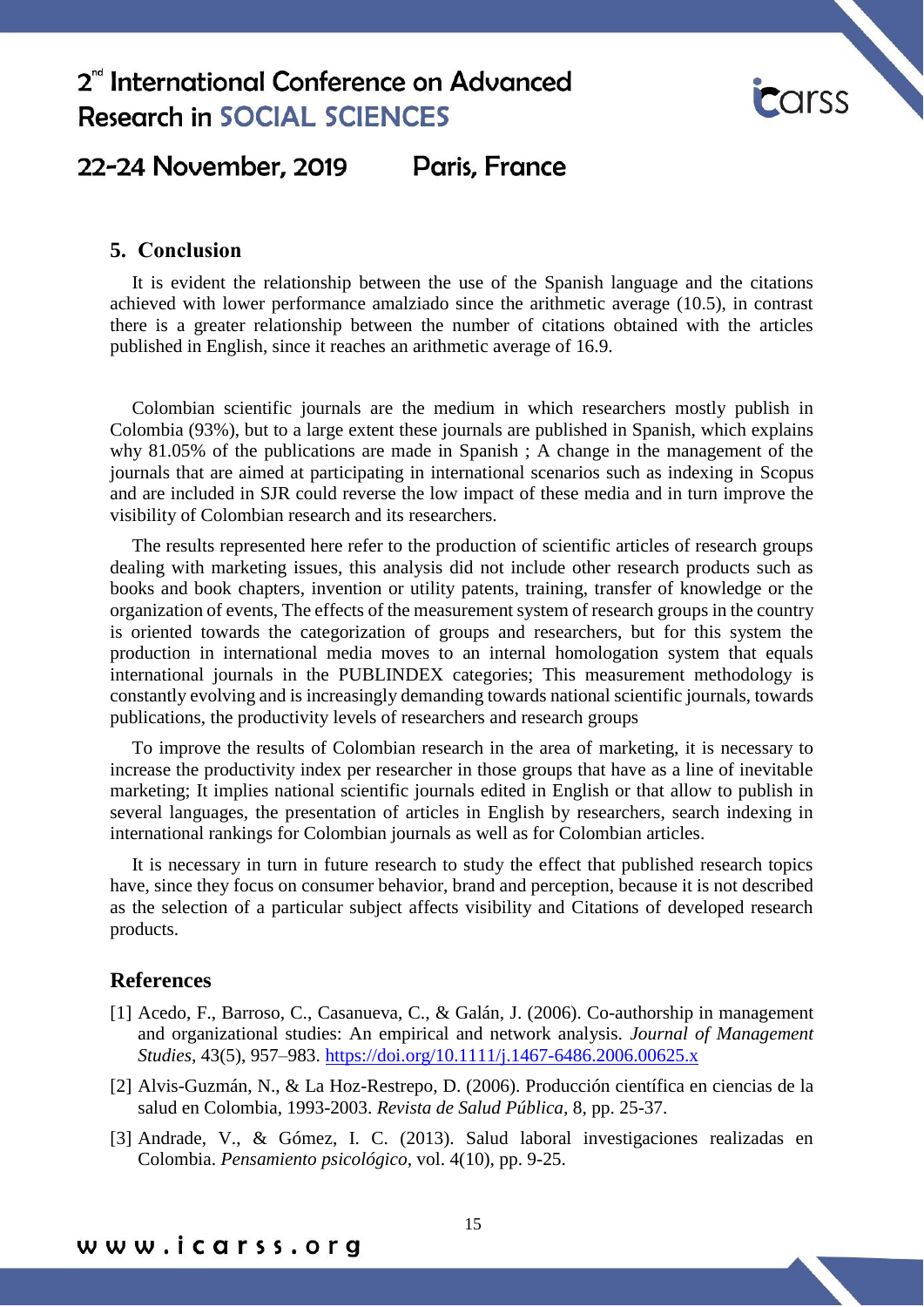## 5. Conclusion

It is evident the relationship between the use of the Spanish language and the citations achieved with lower performance amalziado since the arithmetic average (10.5), in contrast there is a greater relationship between the number of citations obtained with the articles published in English, since it reaches an arithmetic average of 16.9.

Colombian scientific journals are the medium in which researchers mostly publish in Colombia (93%), but to a large extent these journals are published in Spanish, which explains why 81.05% of the publications are made in Spanish ; A change in the management of the journals that are aimed at participating in international scenarios such as indexing in Scopus and are included in SJR could reverse the low impact of these media and in turn improve the visibility of Colombian research and its researchers.

The results represented here refer to the production of scientific articles of research groups dealing with marketing issues, this analysis did not include other research products such as books and book chapters, invention or utility patents, training, transfer of knowledge or the organization of events, The effects of the measurement system of research groups in the country is oriented towards the categorization of groups and researchers, but for this system the production in international media moves to an internal homologation system that equals international journals in the PUBLINDEX categories; This measurement methodology is constantly evolving and is increasingly demanding towards national scientific journals, towards publications, the productivity levels of researchers and research groups

To improve the results of Colombian research in the area of marketing, it is necessary to increase the productivity index per researcher in those groups that have as a line of inevitable marketing; It implies national scientific journals edited in English or that allow to publish in several languages, the presentation of articles in English by researchers, search indexing in international rankings for Colombian journals as well as for Colombian articles.

It is necessary in turn in future research to study the effect that published research topics have, since they focus on consumer behavior, brand and perception, because it is not described as the selection of a particular subject affects visibility and Citations of developed research products.

## References

[1] Acedo, F., Barroso, C., Casanueva, C., & Galán, J. (2006). Co-authorship in management and organizational studies: An empirical and network analysis. *Journal of Management Studies*, 43(5), 957–983. https://doi.org/10.1111/j.1467-6486.2006.00625.x

[2] Alvis-Guzmán, N., & La Hoz-Restrepo, D. (2006). Producción científica en ciencias de la salud en Colombia, 1993-2003. *Revista de Salud Pública*, 8, pp. 25-37.

[3] Andrade, V., & Gómez, I. C. (2013). Salud laboral investigaciones realizadas en Colombia. *Pensamiento psicológico*, vol. 4(10), pp. 9-25.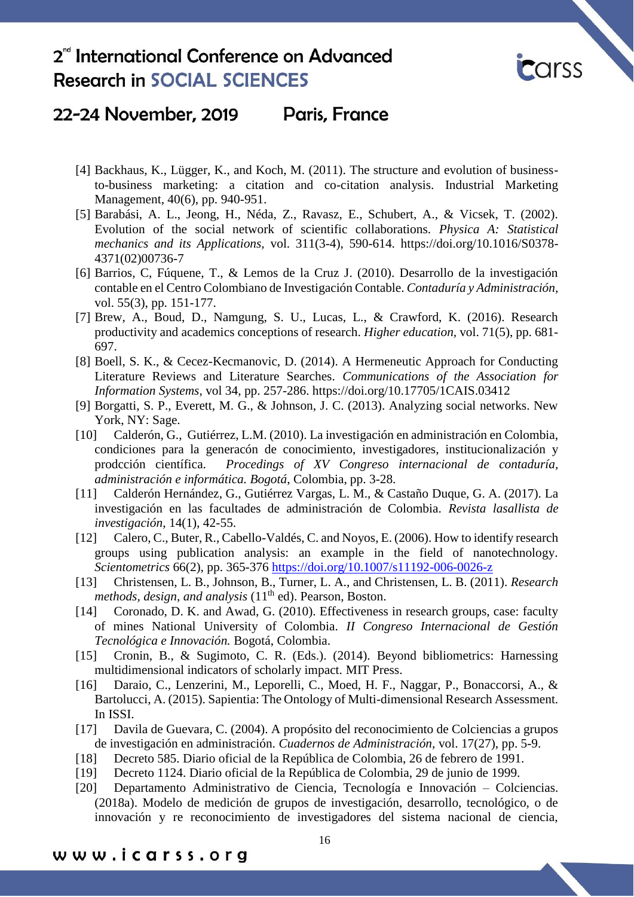[4] Backhaus, K., Lügger, K., and Koch, M. (2011). The structure and evolution of business-to-business marketing: a citation and co-citation analysis. Industrial Marketing Management, 40(6), pp. 940-951.

[5] Barabási, A. L., Jeong, H., Néda, Z., Ravasz, E., Schubert, A., & Vicsek, T. (2002). Evolution of the social network of scientific collaborations. *Physica A: Statistical mechanics and its Applications*, vol. 311(3-4), 590-614. https://doi.org/10.1016/S0378-4371(02)00736-7

[6] Barrios, C, Fúquene, T., & Lemos de la Cruz J. (2010). Desarrollo de la investigación contable en el Centro Colombiano de Investigación Contable. *Contaduría y Administración*, vol. 55(3), pp. 151-177.

[7] Brew, A., Boud, D., Namgung, S. U., Lucas, L., & Crawford, K. (2016). Research productivity and academics conceptions of research. *Higher education*, vol. 71(5), pp. 681-697.

[8] Boell, S. K., & Cecez-Kecmanovic, D. (2014). A Hermeneutic Approach for Conducting Literature Reviews and Literature Searches. *Communications of the Association for Information Systems*, vol 34, pp. 257-286. https://doi.org/10.17705/1CAIS.03412

[9] Borgatti, S. P., Everett, M. G., & Johnson, J. C. (2013). Analyzing social networks. New York, NY: Sage.

[10] Calderón, G., Gutiérrez, L.M. (2010). La investigación en administración en Colombia, condiciones para la generacón de conocimiento, investigadores, institucionalización y prodcción científica. *Procedings of XV Congreso internacional de contaduría, administración e informática. Bogotá*, Colombia, pp. 3-28.

[11] Calderón Hernández, G., Gutiérrez Vargas, L. M., & Castaño Duque, G. A. (2017). La investigación en las facultades de administración de Colombia. *Revista lasallista de investigación*, 14(1), 42-55.

[12] Calero, C., Buter, R., Cabello-Valdés, C. and Noyos, E. (2006). How to identify research groups using publication analysis: an example in the field of nanotechnology. *Scientometrics* 66(2), pp. 365-376 https://doi.org/10.1007/s11192-006-0026-z

[13] Christensen, L. B., Johnson, B., Turner, L. A., and Christensen, L. B. (2011). *Research methods, design, and analysis* (11th ed). Pearson, Boston.

[14] Coronado, D. K. and Awad, G. (2010). Effectiveness in research groups, case: faculty of mines National University of Colombia. *II Congreso Internacional de Gestión Tecnológica e Innovación.* Bogotá, Colombia.

[15] Cronin, B., & Sugimoto, C. R. (Eds.). (2014). Beyond bibliometrics: Harnessing multidimensional indicators of scholarly impact. MIT Press.

[16] Daraio, C., Lenzerini, M., Leporelli, C., Moed, H. F., Naggar, P., Bonaccorsi, A., & Bartolucci, A. (2015). Sapientia: The Ontology of Multi-dimensional Research Assessment. In ISSI.

[17] Davila de Guevara, C. (2004). A propósito del reconocimiento de Colciencias a grupos de investigación en administración. *Cuadernos de Administración*, vol. 17(27), pp. 5-9.

[18] Decreto 585. Diario oficial de la República de Colombia, 26 de febrero de 1991.

[19] Decreto 1124. Diario oficial de la República de Colombia, 29 de junio de 1999.

[20] Departamento Administrativo de Ciencia, Tecnología e Innovación – Colciencias. (2018a). Modelo de medición de grupos de investigación, desarrollo, tecnológico, o de innovación y re reconocimiento de investigadores del sistema nacional de ciencia,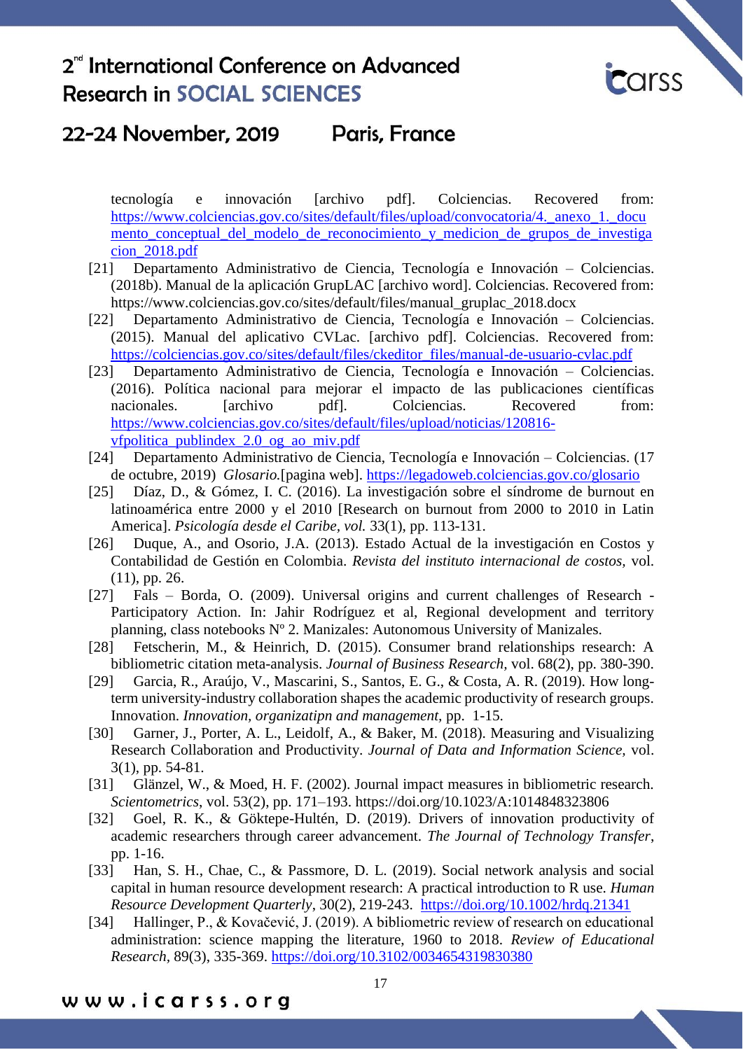tecnología e innovación [archivo pdf]. Colciencias. Recovered from: https://www.colciencias.gov.co/sites/default/files/upload/convocatoria/4._anexo_1._documento_conceptual_del_modelo_de_reconocimiento_y_medicion_de_grupos_de_investigacion_2018.pdf

[21] Departamento Administrativo de Ciencia, Tecnología e Innovación – Colciencias. (2018b). Manual de la aplicación GrupLAC [archivo word]. Colciencias. Recovered from: https://www.colciencias.gov.co/sites/default/files/manual_gruplac_2018.docx

[22] Departamento Administrativo de Ciencia, Tecnología e Innovación – Colciencias. (2015). Manual del aplicativo CVLac. [archivo pdf]. Colciencias. Recovered from: https://colciencias.gov.co/sites/default/files/ckeditor_files/manual-de-usuario-cvlac.pdf

[23] Departamento Administrativo de Ciencia, Tecnología e Innovación – Colciencias. (2016). Política nacional para mejorar el impacto de las publicaciones científicas nacionales. [archivo pdf]. Colciencias. Recovered from: https://www.colciencias.gov.co/sites/default/files/upload/noticias/120816-vfpolitica_publindex_2.0_og_ao_miv.pdf

[24] Departamento Administrativo de Ciencia, Tecnología e Innovación – Colciencias. (17 de octubre, 2019) *Glosario.*[pagina web]. https://legadoweb.colciencias.gov.co/glosario

[25] Díaz, D., & Gómez, I. C. (2016). La investigación sobre el síndrome de burnout en latinoamérica entre 2000 y el 2010 [Research on burnout from 2000 to 2010 in Latin America]. *Psicología desde el Caribe, vol.* 33(1), pp. 113-131.

[26] Duque, A., and Osorio, J.A. (2013). Estado Actual de la investigación en Costos y Contabilidad de Gestión en Colombia. *Revista del instituto internacional de costos,* vol. (11), pp. 26.

[27] Fals – Borda, O. (2009). Universal origins and current challenges of Research - Participatory Action. In: Jahir Rodríguez et al, Regional development and territory planning, class notebooks Nº 2. Manizales: Autonomous University of Manizales.

[28] Fetscherin, M., & Heinrich, D. (2015). Consumer brand relationships research: A bibliometric citation meta-analysis. *Journal of Business Research,* vol. 68(2), pp. 380-390.

[29] Garcia, R., Araújo, V., Mascarini, S., Santos, E. G., & Costa, A. R. (2019). How long-term university-industry collaboration shapes the academic productivity of research groups. Innovation. *Innovation, organizatipn and management,* pp. 1-15.

[30] Garner, J., Porter, A. L., Leidolf, A., & Baker, M. (2018). Measuring and Visualizing Research Collaboration and Productivity. *Journal of Data and Information Science,* vol. 3(1), pp. 54-81.

[31] Glänzel, W., & Moed, H. F. (2002). Journal impact measures in bibliometric research. *Scientometrics*, vol. 53(2), pp. 171–193. https://doi.org/10.1023/A:1014848323806

[32] Goel, R. K., & Göktepe-Hultén, D. (2019). Drivers of innovation productivity of academic researchers through career advancement. *The Journal of Technology Transfer*, pp. 1-16.

[33] Han, S. H., Chae, C., & Passmore, D. L. (2019). Social network analysis and social capital in human resource development research: A practical introduction to R use. *Human Resource Development Quarterly*, 30(2), 219-243. https://doi.org/10.1002/hrdq.21341

[34] Hallinger, P., & Kovačević, J. (2019). A bibliometric review of research on educational administration: science mapping the literature, 1960 to 2018. *Review of Educational Research*, 89(3), 335-369. https://doi.org/10.3102/0034654319830380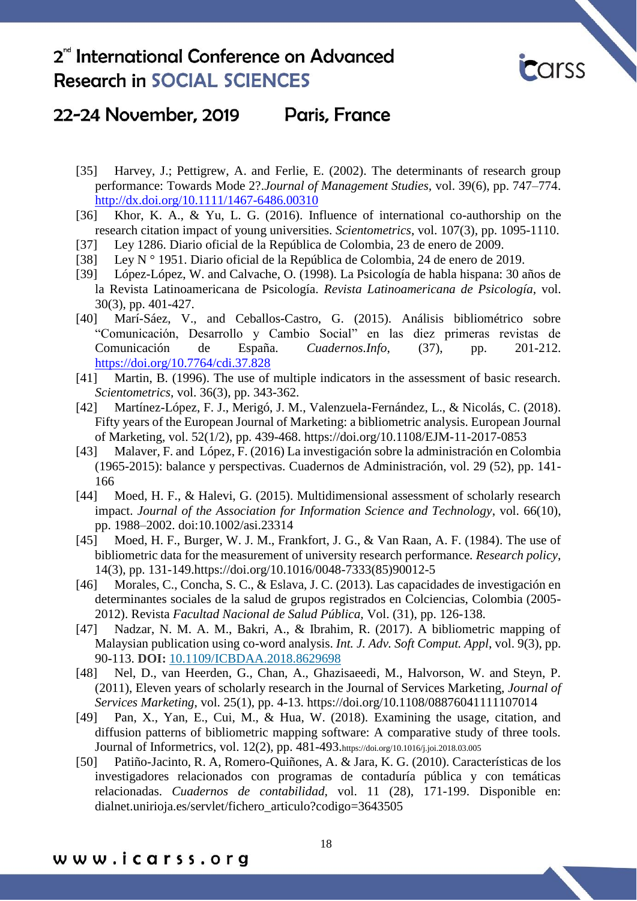[35] Harvey, J.; Pettigrew, A. and Ferlie, E. (2002). The determinants of research group performance: Towards Mode 2?.*Journal of Management Studies*, vol. 39(6), pp. 747–774. http://dx.doi.org/10.1111/1467-6486.00310

[36] Khor, K. A., & Yu, L. G. (2016). Influence of international co-authorship on the research citation impact of young universities. *Scientometrics*, vol. 107(3), pp. 1095-1110.

[37] Ley 1286. Diario oficial de la República de Colombia, 23 de enero de 2009.

[38] Ley N ° 1951. Diario oficial de la República de Colombia, 24 de enero de 2019.

[39] López-López, W. and Calvache, O. (1998). La Psicología de habla hispana: 30 años de la Revista Latinoamericana de Psicología. *Revista Latinoamericana de Psicología*, vol. 30(3), pp. 401-427.

[40] Marí-Sáez, V., and Ceballos-Castro, G. (2015). Análisis bibliométrico sobre "Comunicación, Desarrollo y Cambio Social" en las diez primeras revistas de Comunicación de España. *Cuadernos.Info*, (37), pp. 201-212. https://doi.org/10.7764/cdi.37.828

[41] Martin, B. (1996). The use of multiple indicators in the assessment of basic research. *Scientometrics*, vol. 36(3), pp. 343-362.

[42] Martínez-López, F. J., Merigó, J. M., Valenzuela-Fernández, L., & Nicolás, C. (2018). Fifty years of the European Journal of Marketing: a bibliometric analysis. European Journal of Marketing, vol. 52(1/2), pp. 439-468. https://doi.org/10.1108/EJM-11-2017-0853

[43] Malaver, F. and López, F. (2016) La investigación sobre la administración en Colombia (1965-2015): balance y perspectivas. Cuadernos de Administración, vol. 29 (52), pp. 141-166

[44] Moed, H. F., & Halevi, G. (2015). Multidimensional assessment of scholarly research impact. *Journal of the Association for Information Science and Technology*, vol. 66(10), pp. 1988–2002. doi:10.1002/asi.23314

[45] Moed, H. F., Burger, W. J. M., Frankfort, J. G., & Van Raan, A. F. (1984). The use of bibliometric data for the measurement of university research performance. *Research policy*, 14(3), pp. 131-149.https://doi.org/10.1016/0048-7333(85)90012-5

[46] Morales, C., Concha, S. C., & Eslava, J. C. (2013). Las capacidades de investigación en determinantes sociales de la salud de grupos registrados en Colciencias, Colombia (2005-2012). Revista *Facultad Nacional de Salud Pública,* Vol. (31), pp. 126-138.

[47] Nadzar, N. M. A. M., Bakri, A., & Ibrahim, R. (2017). A bibliometric mapping of Malaysian publication using co-word analysis. *Int. J. Adv. Soft Comput. Appl*, vol. 9(3), pp. 90-113. **DOI:** 10.1109/ICBDAA.2018.8629698

[48] Nel, D., van Heerden, G., Chan, A., Ghazisaeedi, M., Halvorson, W. and Steyn, P. (2011), Eleven years of scholarly research in the Journal of Services Marketing, *Journal of Services Marketing*, vol. 25(1), pp. 4-13. https://doi.org/10.1108/08876041111107014

[49] Pan, X., Yan, E., Cui, M., & Hua, W. (2018). Examining the usage, citation, and diffusion patterns of bibliometric mapping software: A comparative study of three tools. Journal of Informetrics, vol. 12(2), pp. 481-493.https://doi.org/10.1016/j.joi.2018.03.005

[50] Patiño-Jacinto, R. A, Romero-Quiñones, A. & Jara, K. G. (2010). Características de los investigadores relacionados con programas de contaduría pública y con temáticas relacionadas. *Cuadernos de contabilidad,* vol. 11 (28), 171-199. Disponible en: dialnet.unirioja.es/servlet/fichero_articulo?codigo=3643505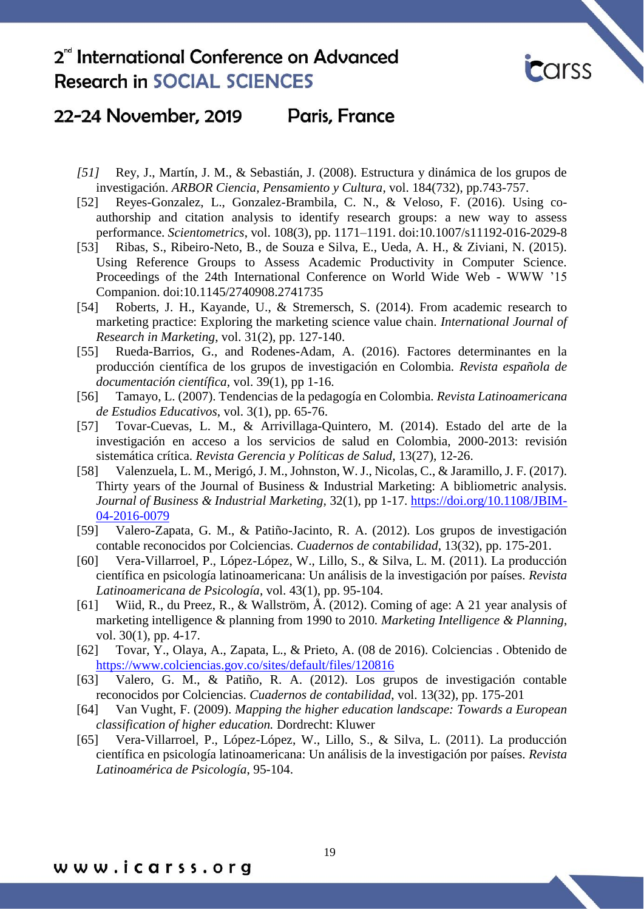*[51]* Rey, J., Martín, J. M., & Sebastián, J. (2008). Estructura y dinámica de los grupos de investigación. *ARBOR Ciencia, Pensamiento y Cultura*, vol. 184(732), pp.743-757.

[52] Reyes-Gonzalez, L., Gonzalez-Brambila, C. N., & Veloso, F. (2016). Using co-authorship and citation analysis to identify research groups: a new way to assess performance. *Scientometrics*, vol. 108(3), pp. 1171–1191. doi:10.1007/s11192-016-2029-8

[53] Ribas, S., Ribeiro-Neto, B., de Souza e Silva, E., Ueda, A. H., & Ziviani, N. (2015). Using Reference Groups to Assess Academic Productivity in Computer Science. Proceedings of the 24th International Conference on World Wide Web - WWW '15 Companion. doi:10.1145/2740908.2741735

[54] Roberts, J. H., Kayande, U., & Stremersch, S. (2014). From academic research to marketing practice: Exploring the marketing science value chain. *International Journal of Research in Marketing*, vol. 31(2), pp. 127-140.

[55] Rueda-Barrios, G., and Rodenes-Adam, A. (2016). Factores determinantes en la producción científica de los grupos de investigación en Colombia. *Revista española de documentación científica*, vol. 39(1), pp 1-16.

[56] Tamayo, L. (2007). Tendencias de la pedagogía en Colombia. *Revista Latinoamericana de Estudios Educativos*, vol. 3(1), pp. 65-76.

[57] Tovar-Cuevas, L. M., & Arrivillaga-Quintero, M. (2014). Estado del arte de la investigación en acceso a los servicios de salud en Colombia, 2000-2013: revisión sistemática crítica. *Revista Gerencia y Políticas de Salud*, 13(27), 12-26.

[58] Valenzuela, L. M., Merigó, J. M., Johnston, W. J., Nicolas, C., & Jaramillo, J. F. (2017). Thirty years of the Journal of Business & Industrial Marketing: A bibliometric analysis. *Journal of Business & Industrial Marketing*, 32(1), pp 1-17. https://doi.org/10.1108/JBIM-04-2016-0079

[59] Valero-Zapata, G. M., & Patiño-Jacinto, R. A. (2012). Los grupos de investigación contable reconocidos por Colciencias. *Cuadernos de contabilidad*, 13(32), pp. 175-201.

[60] Vera-Villarroel, P., López-López, W., Lillo, S., & Silva, L. M. (2011). La producción científica en psicología latinoamericana: Un análisis de la investigación por países. *Revista Latinoamericana de Psicología*, vol. 43(1), pp. 95-104.

[61] Wiid, R., du Preez, R., & Wallström, Å. (2012). Coming of age: A 21 year analysis of marketing intelligence & planning from 1990 to 2010. *Marketing Intelligence & Planning*, vol. 30(1), pp. 4-17.

[62] Tovar, Y., Olaya, A., Zapata, L., & Prieto, A. (08 de 2016). Colciencias . Obtenido de https://www.colciencias.gov.co/sites/default/files/120816

[63] Valero, G. M., & Patiño, R. A. (2012). Los grupos de investigación contable reconocidos por Colciencias. *Cuadernos de contabilidad*, vol. 13(32), pp. 175-201

[64] Van Vught, F. (2009). *Mapping the higher education landscape: Towards a European classification of higher education.* Dordrecht: Kluwer

[65] Vera-Villarroel, P., López-López, W., Lillo, S., & Silva, L. (2011). La producción científica en psicología latinoamericana: Un análisis de la investigación por países. *Revista Latinoamérica de Psicología*, 95-104.